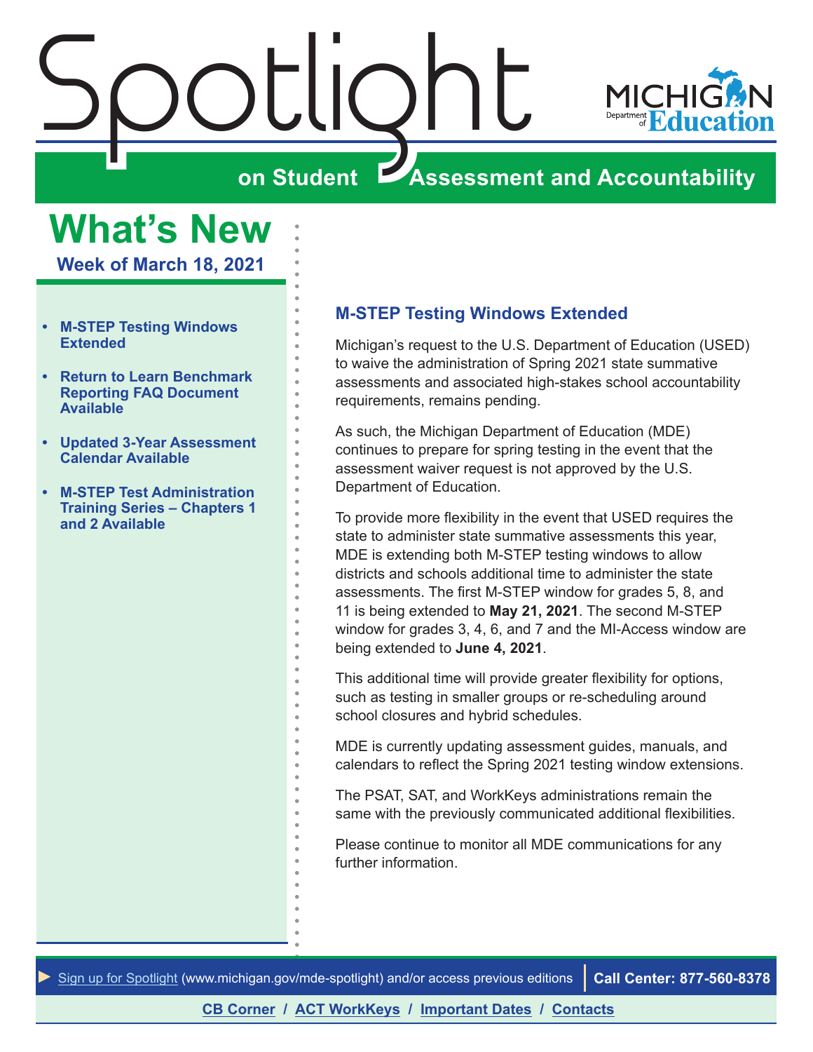# Spotlight on Student Assessment and Accountability

## What's New

**Week of March 18, 2021**

- **M-STEP Testing Windows Extended**
- **Return to Learn Benchmark Reporting FAQ Document Available**
- **Updated 3-Year Assessment Calendar Available**
- **M-STEP Test Administration Training Series – Chapters 1 and 2 Available**

### M-STEP Testing Windows Extended

Michigan's request to the U.S. Department of Education (USED) to waive the administration of Spring 2021 state summative assessments and associated high-stakes school accountability requirements, remains pending.

As such, the Michigan Department of Education (MDE) continues to prepare for spring testing in the event that the assessment waiver request is not approved by the U.S. Department of Education.

To provide more flexibility in the event that USED requires the state to administer state summative assessments this year, MDE is extending both M-STEP testing windows to allow districts and schools additional time to administer the state assessments. The first M-STEP window for grades 5, 8, and 11 is being extended to **May 21, 2021**. The second M-STEP window for grades 3, 4, 6, and 7 and the MI-Access window are being extended to **June 4, 2021**.

This additional time will provide greater flexibility for options, such as testing in smaller groups or re-scheduling around school closures and hybrid schedules.

MDE is currently updating assessment guides, manuals, and calendars to reflect the Spring 2021 testing window extensions.

The PSAT, SAT, and WorkKeys administrations remain the same with the previously communicated additional flexibilities.

Please continue to monitor all MDE communications for any further information.

► Sign up for Spotlight (www.michigan.gov/mde-spotlight) and/or access previous editions | **Call Center: 877-560-8378**

**CB Corner / ACT WorkKeys / Important Dates / Contacts**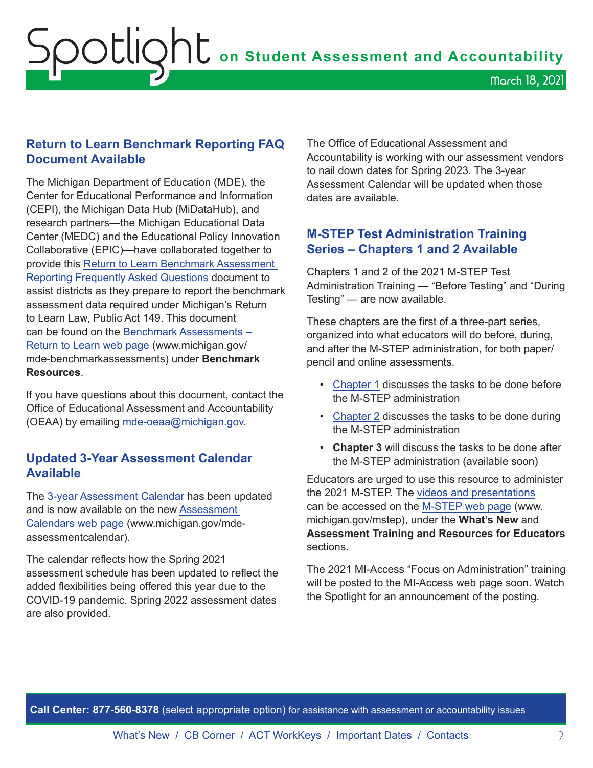## Return to Learn Benchmark Reporting FAQ Document Available

The Michigan Department of Education (MDE), the Center for Educational Performance and Information (CEPI), the Michigan Data Hub (MiDataHub), and research partners—the Michigan Educational Data Center (MEDC) and the Educational Policy Innovation Collaborative (EPIC)—have collaborated together to provide this Return to Learn Benchmark Assessment Reporting Frequently Asked Questions document to assist districts as they prepare to report the benchmark assessment data required under Michigan's Return to Learn Law, Public Act 149. This document can be found on the Benchmark Assessments – Return to Learn web page (www.michigan.gov/mde-benchmarkassessments) under **Benchmark Resources**.

If you have questions about this document, contact the Office of Educational Assessment and Accountability (OEAA) by emailing mde-oeaa@michigan.gov.

## Updated 3-Year Assessment Calendar Available

The 3-year Assessment Calendar has been updated and is now available on the new Assessment Calendars web page (www.michigan.gov/mde-assessmentcalendar).

The calendar reflects how the Spring 2021 assessment schedule has been updated to reflect the added flexibilities being offered this year due to the COVID-19 pandemic. Spring 2022 assessment dates are also provided.

The Office of Educational Assessment and Accountability is working with our assessment vendors to nail down dates for Spring 2023. The 3-year Assessment Calendar will be updated when those dates are available.

## M-STEP Test Administration Training Series – Chapters 1 and 2 Available

Chapters 1 and 2 of the 2021 M-STEP Test Administration Training — "Before Testing" and "During Testing" — are now available.

These chapters are the first of a three-part series, organized into what educators will do before, during, and after the M-STEP administration, for both paper/pencil and online assessments.

- Chapter 1 discusses the tasks to be done before the M-STEP administration
- Chapter 2 discusses the tasks to be done during the M-STEP administration
- **Chapter 3** will discuss the tasks to be done after the M-STEP administration (available soon)

Educators are urged to use this resource to administer the 2021 M-STEP. The videos and presentations can be accessed on the M-STEP web page (www.michigan.gov/mstep), under the **What's New** and **Assessment Training and Resources for Educators** sections.

The 2021 MI-Access "Focus on Administration" training will be posted to the MI-Access web page soon. Watch the Spotlight for an announcement of the posting.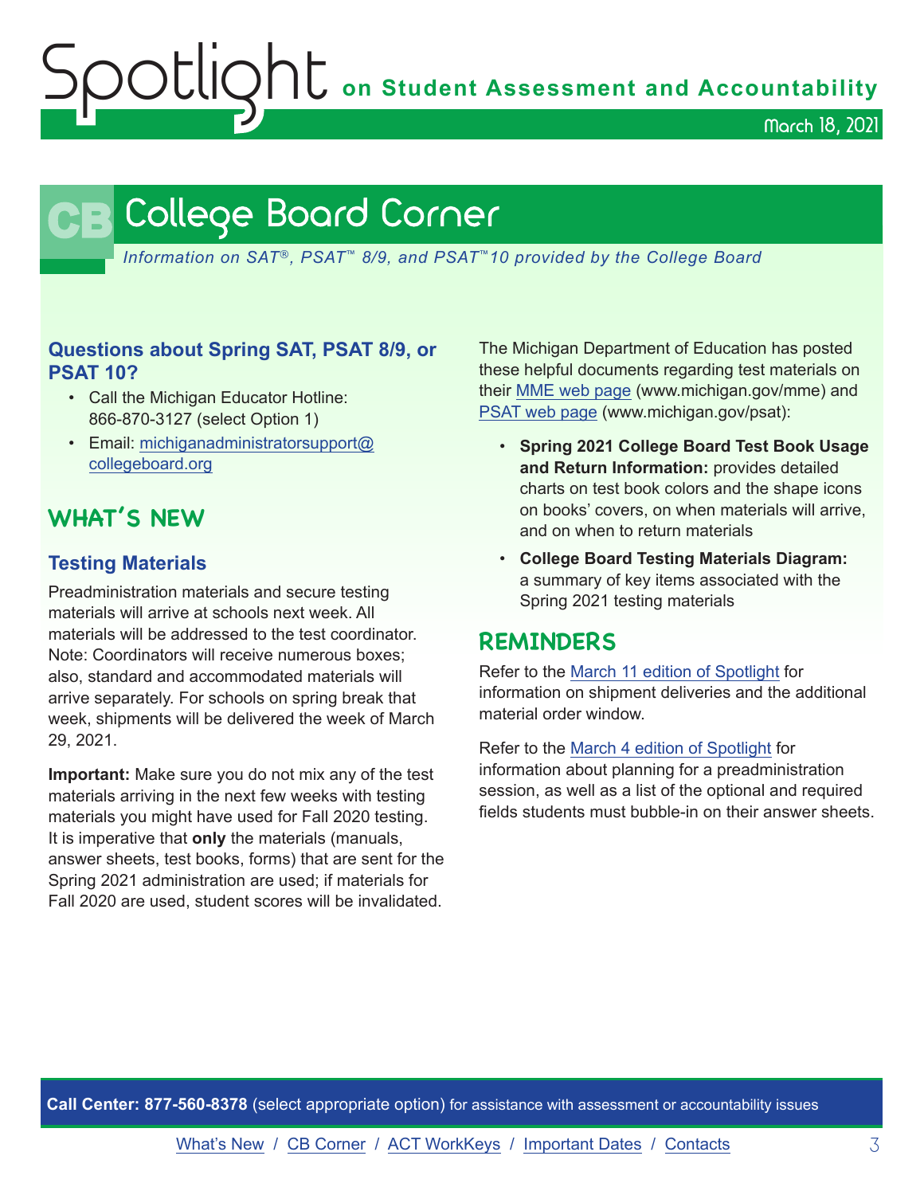# College Board Corner

*Information on SAT®, PSAT™ 8/9, and PSAT™10 provided by the College Board*

### Questions about Spring SAT, PSAT 8/9, or PSAT 10?

- Call the Michigan Educator Hotline: 866-870-3127 (select Option 1)
- Email: michiganadministratorsupport@collegeboard.org

## WHAT'S NEW

### Testing Materials

Preadministration materials and secure testing materials will arrive at schools next week. All materials will be addressed to the test coordinator. Note: Coordinators will receive numerous boxes; also, standard and accommodated materials will arrive separately. For schools on spring break that week, shipments will be delivered the week of March 29, 2021.

**Important:** Make sure you do not mix any of the test materials arriving in the next few weeks with testing materials you might have used for Fall 2020 testing. It is imperative that **only** the materials (manuals, answer sheets, test books, forms) that are sent for the Spring 2021 administration are used; if materials for Fall 2020 are used, student scores will be invalidated.

The Michigan Department of Education has posted these helpful documents regarding test materials on their MME web page (www.michigan.gov/mme) and PSAT web page (www.michigan.gov/psat):

- **Spring 2021 College Board Test Book Usage and Return Information:** provides detailed charts on test book colors and the shape icons on books' covers, on when materials will arrive, and on when to return materials
- **College Board Testing Materials Diagram:** a summary of key items associated with the Spring 2021 testing materials

## REMINDERS

Refer to the March 11 edition of Spotlight for information on shipment deliveries and the additional material order window.

Refer to the March 4 edition of Spotlight for information about planning for a preadministration session, as well as a list of the optional and required fields students must bubble-in on their answer sheets.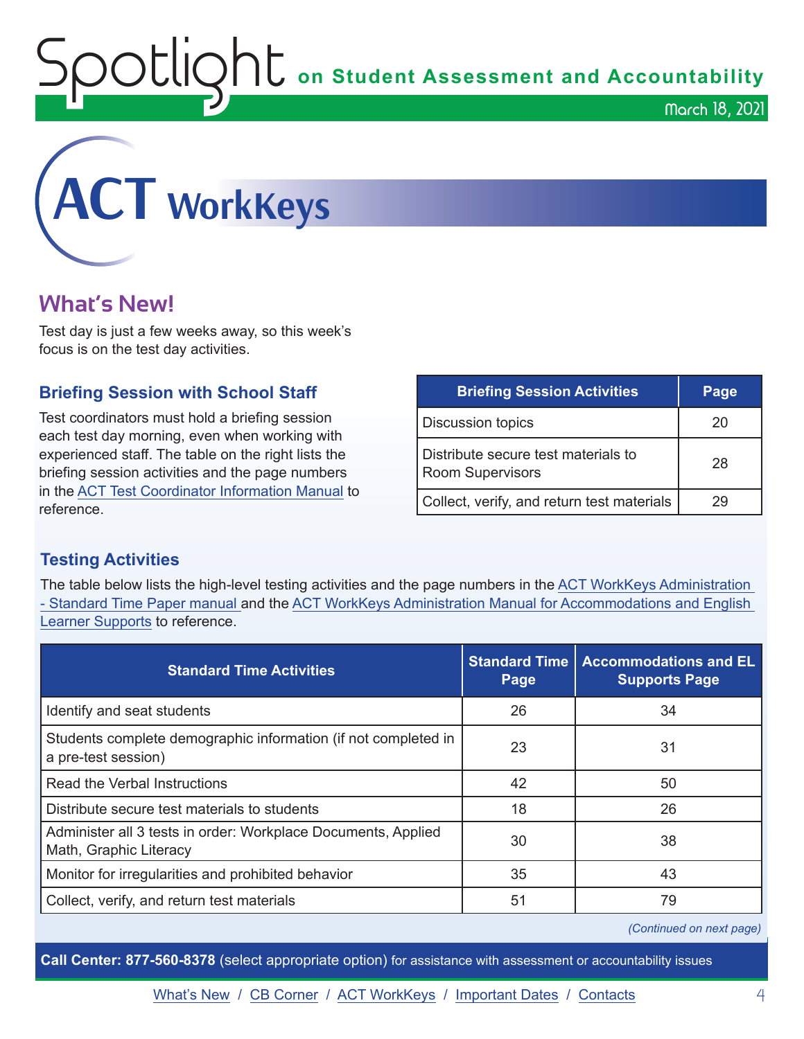# ACT WorkKeys

## What's New!

Test day is just a few weeks away, so this week's focus is on the test day activities.

### Briefing Session with School Staff

Test coordinators must hold a briefing session each test day morning, even when working with experienced staff. The table on the right lists the briefing session activities and the page numbers in the ACT Test Coordinator Information Manual to reference.

| Briefing Session Activities | Page |
|---|---|
| Discussion topics | 20 |
| Distribute secure test materials to Room Supervisors | 28 |
| Collect, verify, and return test materials | 29 |

### Testing Activities

The table below lists the high-level testing activities and the page numbers in the ACT WorkKeys Administration - Standard Time Paper manual and the ACT WorkKeys Administration Manual for Accommodations and English Learner Supports to reference.

| Standard Time Activities | Standard Time Page | Accommodations and EL Supports Page |
|---|---|---|
| Identify and seat students | 26 | 34 |
| Students complete demographic information (if not completed in a pre-test session) | 23 | 31 |
| Read the Verbal Instructions | 42 | 50 |
| Distribute secure test materials to students | 18 | 26 |
| Administer all 3 tests in order: Workplace Documents, Applied Math, Graphic Literacy | 30 | 38 |
| Monitor for irregularities and prohibited behavior | 35 | 43 |
| Collect, verify, and return test materials | 51 | 79 |

*(Continued on next page)*

**Call Center: 877-560-8378** (select appropriate option) for assistance with assessment or accountability issues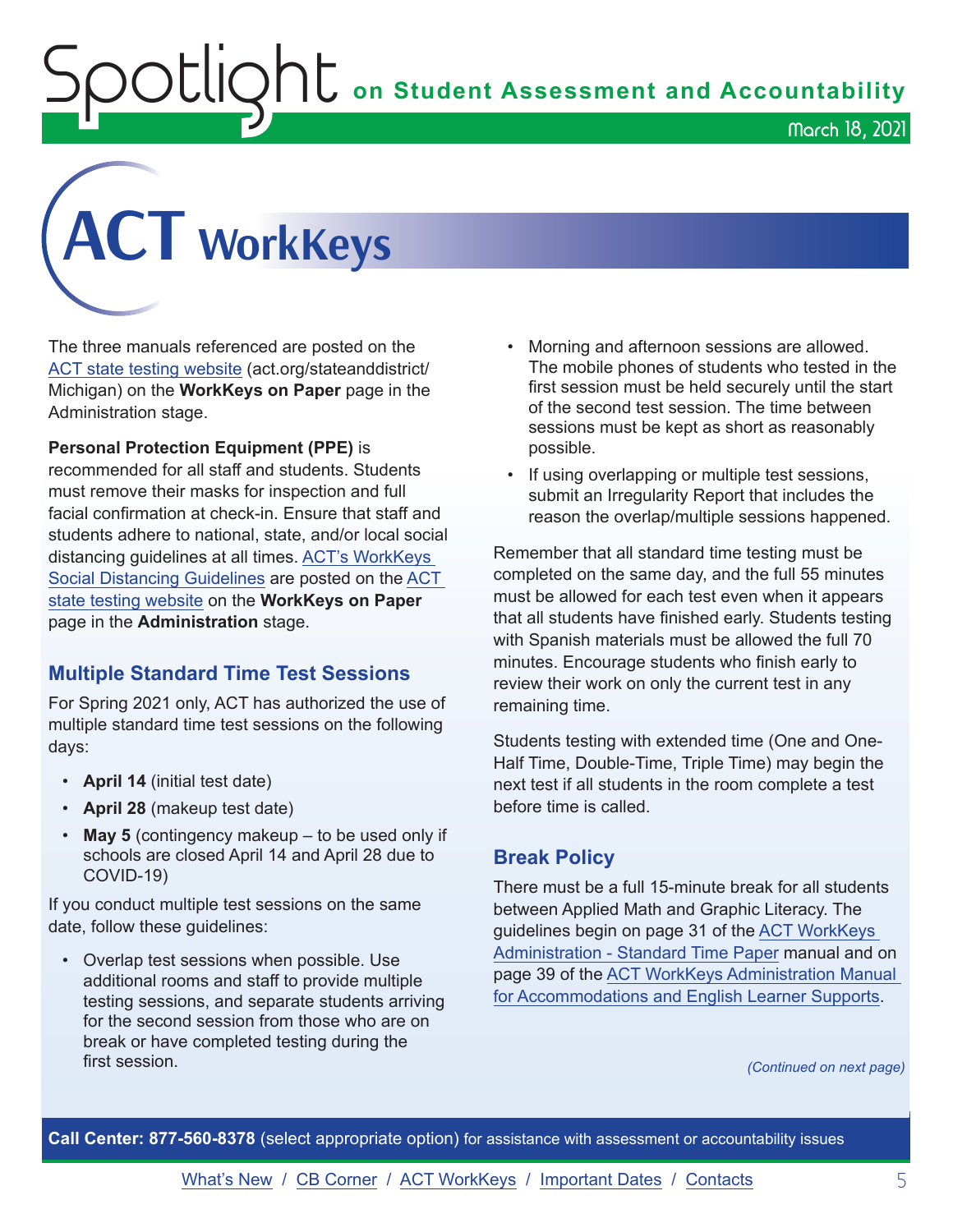# ACT WorkKeys

The three manuals referenced are posted on the ACT state testing website (act.org/stateanddistrict/Michigan) on the **WorkKeys on Paper** page in the Administration stage.

**Personal Protection Equipment (PPE)** is recommended for all staff and students. Students must remove their masks for inspection and full facial confirmation at check-in. Ensure that staff and students adhere to national, state, and/or local social distancing guidelines at all times. ACT's WorkKeys Social Distancing Guidelines are posted on the ACT state testing website on the **WorkKeys on Paper** page in the **Administration** stage.

## Multiple Standard Time Test Sessions

For Spring 2021 only, ACT has authorized the use of multiple standard time test sessions on the following days:

- **April 14** (initial test date)
- **April 28** (makeup test date)
- **May 5** (contingency makeup – to be used only if schools are closed April 14 and April 28 due to COVID-19)

If you conduct multiple test sessions on the same date, follow these guidelines:

- Overlap test sessions when possible. Use additional rooms and staff to provide multiple testing sessions, and separate students arriving for the second session from those who are on break or have completed testing during the first session.
- Morning and afternoon sessions are allowed. The mobile phones of students who tested in the first session must be held securely until the start of the second test session. The time between sessions must be kept as short as reasonably possible.
- If using overlapping or multiple test sessions, submit an Irregularity Report that includes the reason the overlap/multiple sessions happened.

Remember that all standard time testing must be completed on the same day, and the full 55 minutes must be allowed for each test even when it appears that all students have finished early. Students testing with Spanish materials must be allowed the full 70 minutes. Encourage students who finish early to review their work on only the current test in any remaining time.

Students testing with extended time (One and One-Half Time, Double-Time, Triple Time) may begin the next test if all students in the room complete a test before time is called.

## Break Policy

There must be a full 15-minute break for all students between Applied Math and Graphic Literacy. The guidelines begin on page 31 of the ACT WorkKeys Administration - Standard Time Paper manual and on page 39 of the ACT WorkKeys Administration Manual for Accommodations and English Learner Supports.

*(Continued on next page)*

**Call Center: 877-560-8378** (select appropriate option) for assistance with assessment or accountability issues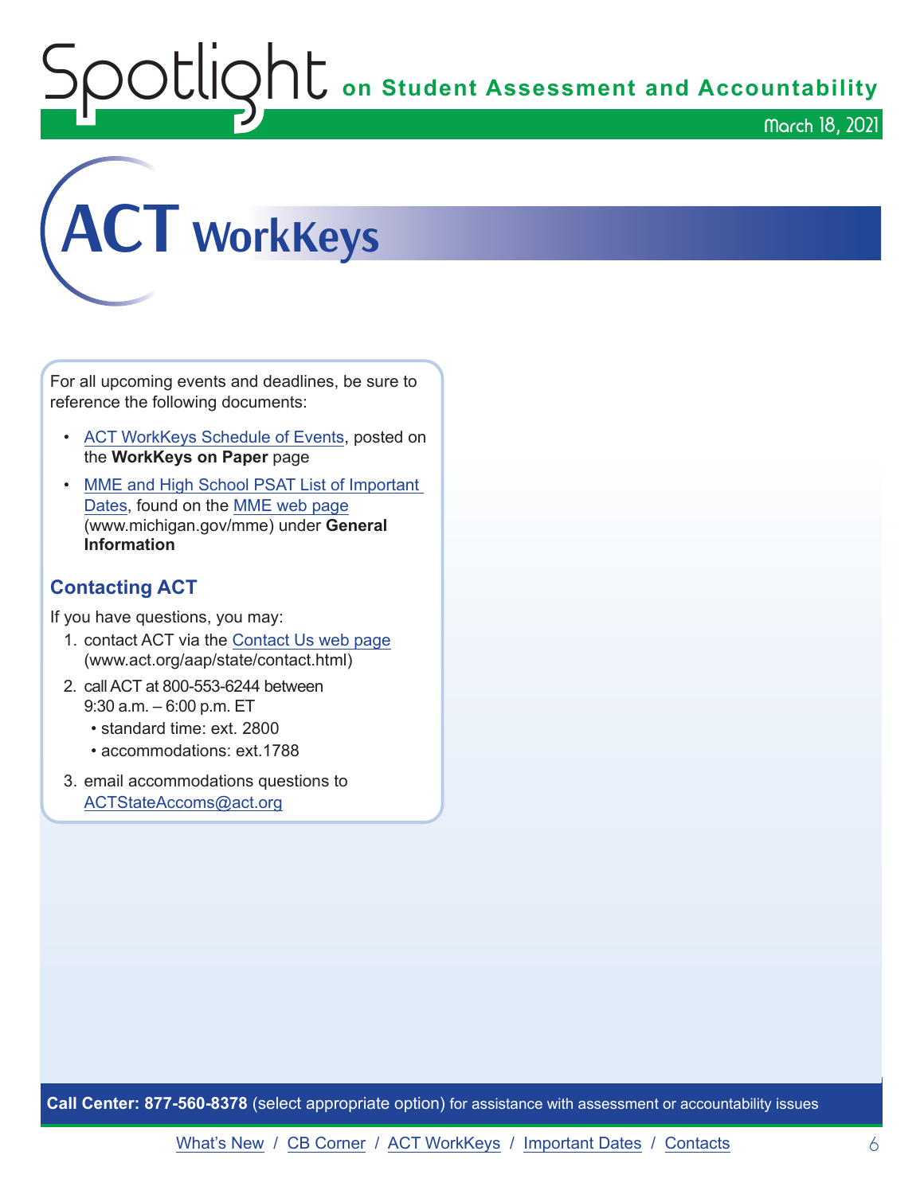# ACT WorkKeys

For all upcoming events and deadlines, be sure to reference the following documents:

- ACT WorkKeys Schedule of Events, posted on the **WorkKeys on Paper** page
- MME and High School PSAT List of Important Dates, found on the MME web page (www.michigan.gov/mme) under **General Information**

## Contacting ACT

If you have questions, you may:

1. contact ACT via the Contact Us web page (www.act.org/aap/state/contact.html)
2. call ACT at 800-553-6244 between 9:30 a.m. – 6:00 p.m. ET
   - standard time: ext. 2800
   - accommodations: ext.1788
3. email accommodations questions to ACTStateAccoms@act.org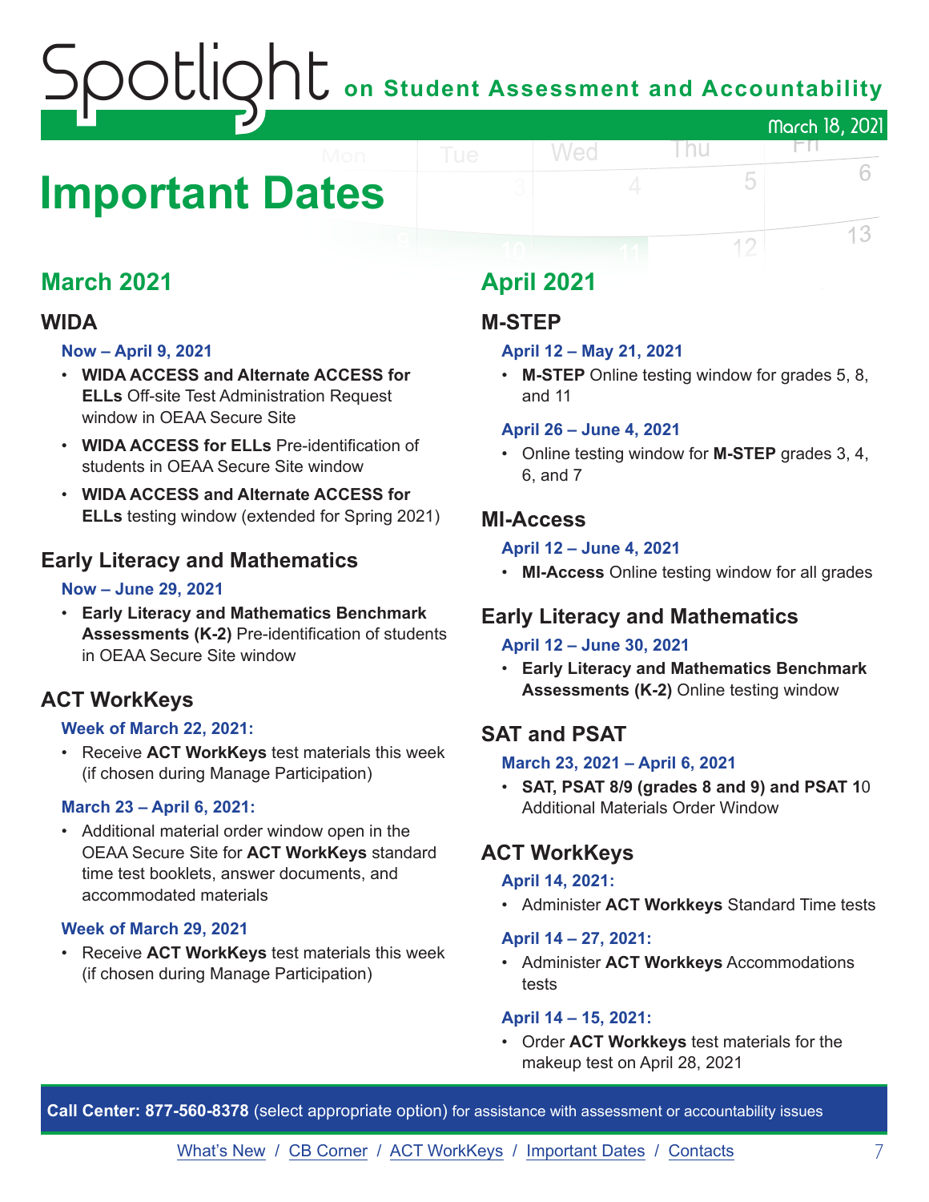# Important Dates

## March 2021

### WIDA

**Now – April 9, 2021**

- **WIDA ACCESS and Alternate ACCESS for ELLs** Off-site Test Administration Request window in OEAA Secure Site
- **WIDA ACCESS for ELLs** Pre-identification of students in OEAA Secure Site window
- **WIDA ACCESS and Alternate ACCESS for ELLs** testing window (extended for Spring 2021)

### Early Literacy and Mathematics

**Now – June 29, 2021**

- **Early Literacy and Mathematics Benchmark Assessments (K-2)** Pre-identification of students in OEAA Secure Site window

### ACT WorkKeys

**Week of March 22, 2021:**

- Receive **ACT WorkKeys** test materials this week (if chosen during Manage Participation)

**March 23 – April 6, 2021:**

- Additional material order window open in the OEAA Secure Site for **ACT WorkKeys** standard time test booklets, answer documents, and accommodated materials

**Week of March 29, 2021**

- Receive **ACT WorkKeys** test materials this week (if chosen during Manage Participation)

## April 2021

### M-STEP

**April 12 – May 21, 2021**

- **M-STEP** Online testing window for grades 5, 8, and 11

**April 26 – June 4, 2021**

- Online testing window for **M-STEP** grades 3, 4, 6, and 7

### MI-Access

**April 12 – June 4, 2021**

- **MI-Access** Online testing window for all grades

### Early Literacy and Mathematics

**April 12 – June 30, 2021**

- **Early Literacy and Mathematics Benchmark Assessments (K-2)** Online testing window

### SAT and PSAT

**March 23, 2021 – April 6, 2021**

- **SAT, PSAT 8/9 (grades 8 and 9) and PSAT 1**0 Additional Materials Order Window

### ACT WorkKeys

**April 14, 2021:**

- Administer **ACT Workkeys** Standard Time tests

**April 14 – 27, 2021:**

- Administer **ACT Workkeys** Accommodations tests

**April 14 – 15, 2021:**

- Order **ACT Workkeys** test materials for the makeup test on April 28, 2021

**Call Center: 877-560-8378** (select appropriate option) for assistance with assessment or accountability issues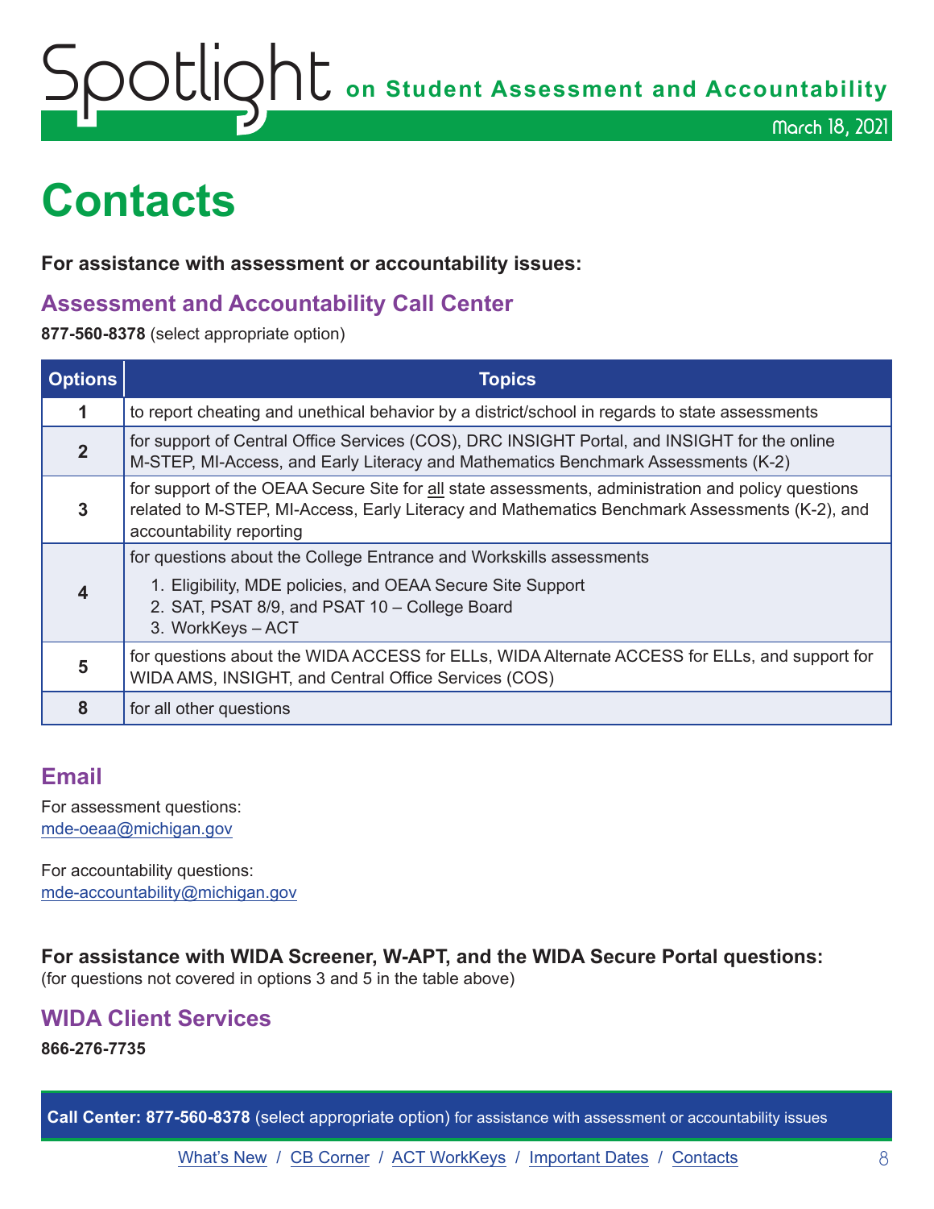# Contacts

**For assistance with assessment or accountability issues:**

### Assessment and Accountability Call Center

**877-560-8378** (select appropriate option)

| Options | Topics |
|---|---|
| **1** | to report cheating and unethical behavior by a district/school in regards to state assessments |
| **2** | for support of Central Office Services (COS), DRC INSIGHT Portal, and INSIGHT for the online M-STEP, MI-Access, and Early Literacy and Mathematics Benchmark Assessments (K-2) |
| **3** | for support of the OEAA Secure Site for all state assessments, administration and policy questions related to M-STEP, MI-Access, Early Literacy and Mathematics Benchmark Assessments (K-2), and accountability reporting |
| **4** | for questions about the College Entrance and Workskills assessments<br>1. Eligibility, MDE policies, and OEAA Secure Site Support<br>2. SAT, PSAT 8/9, and PSAT 10 – College Board<br>3. WorkKeys – ACT |
| **5** | for questions about the WIDA ACCESS for ELLs, WIDA Alternate ACCESS for ELLs, and support for WIDA AMS, INSIGHT, and Central Office Services (COS) |
| **8** | for all other questions |

### Email

For assessment questions:
mde-oeaa@michigan.gov

For accountability questions:
mde-accountability@michigan.gov

**For assistance with WIDA Screener, W-APT, and the WIDA Secure Portal questions:**
(for questions not covered in options 3 and 5 in the table above)

### WIDA Client Services

**866-276-7735**

**Call Center: 877-560-8378** (select appropriate option) for assistance with assessment or accountability issues